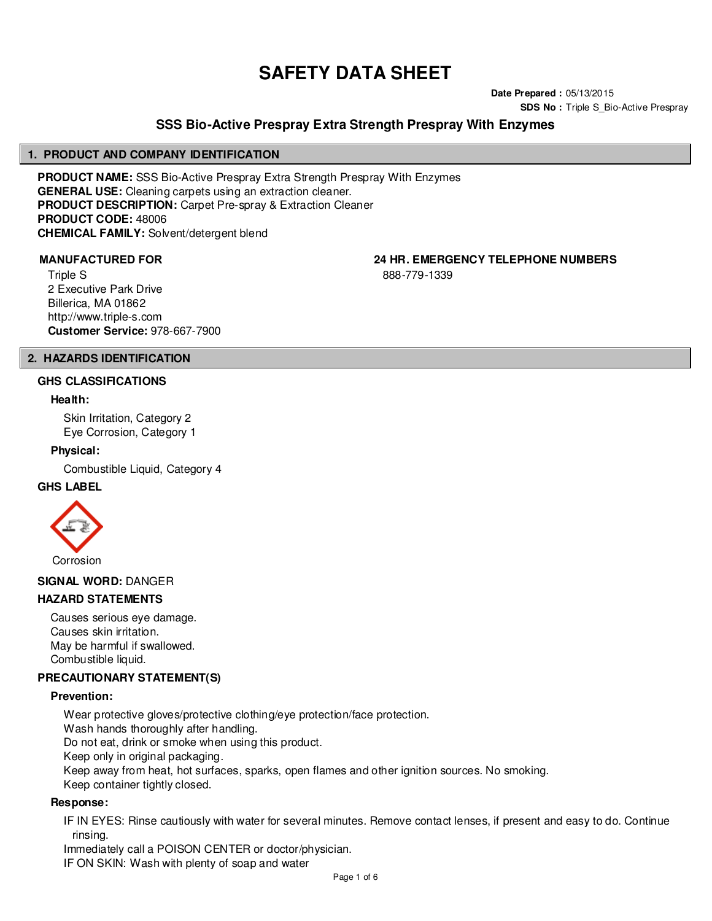# SAFETY DATA SHEET

**Date Prepared :** 05/13/2015

**SDS No :** Triple S_Bio-Active Prespray

## SSS Bio-Active Prespray Extra Strength Prespray With Enzymes

## 1. PRODUCT AND COMPANY IDENTIFICATION

**PRODUCT NAME:** SSS Bio-Active Prespray Extra Strength Prespray With Enzymes
**GENERAL USE:** Cleaning carpets using an extraction cleaner.
**PRODUCT DESCRIPTION:** Carpet Pre-spray & Extraction Cleaner
**PRODUCT CODE:** 48006
**CHEMICAL FAMILY:** Solvent/detergent blend

**MANUFACTURED FOR**

Triple S
2 Executive Park Drive
Billerica, MA 01862
http://www.triple-s.com
**Customer Service:** 978-667-7900

**24 HR. EMERGENCY TELEPHONE NUMBERS**

888-779-1339

## 2. HAZARDS IDENTIFICATION

### GHS CLASSIFICATIONS

**Health:**

Skin Irritation, Category 2
Eye Corrosion, Category 1

**Physical:**

Combustible Liquid, Category 4

### GHS LABEL

Corrosion

**SIGNAL WORD:** DANGER

### HAZARD STATEMENTS

Causes serious eye damage.
Causes skin irritation.
May be harmful if swallowed.
Combustible liquid.

### PRECAUTIONARY STATEMENT(S)

**Prevention:**

Wear protective gloves/protective clothing/eye protection/face protection.
Wash hands thoroughly after handling.
Do not eat, drink or smoke when using this product.
Keep only in original packaging.
Keep away from heat, hot surfaces, sparks, open flames and other ignition sources. No smoking.
Keep container tightly closed.

**Response:**

IF IN EYES: Rinse cautiously with water for several minutes. Remove contact lenses, if present and easy to do. Continue rinsing.
Immediately call a POISON CENTER or doctor/physician.
IF ON SKIN: Wash with plenty of soap and water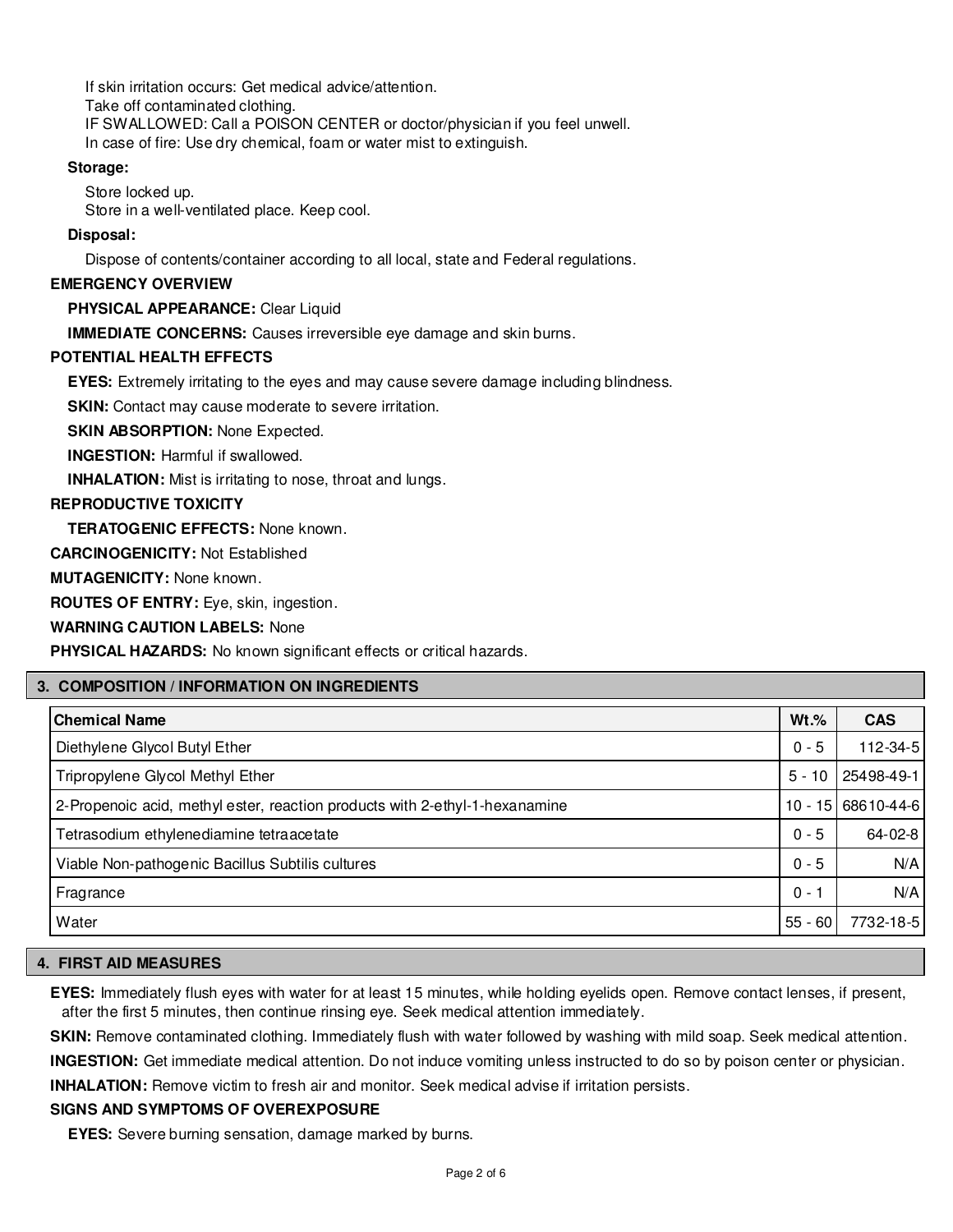If skin irritation occurs: Get medical advice/attention.
Take off contaminated clothing.
IF SWALLOWED: Call a POISON CENTER or doctor/physician if you feel unwell.
In case of fire: Use dry chemical, foam or water mist to extinguish.

**Storage:**

Store locked up.
Store in a well-ventilated place. Keep cool.

**Disposal:**

Dispose of contents/container according to all local, state and Federal regulations.

**EMERGENCY OVERVIEW**

**PHYSICAL APPEARANCE:** Clear Liquid

**IMMEDIATE CONCERNS:** Causes irreversible eye damage and skin burns.

**POTENTIAL HEALTH EFFECTS**

**EYES:** Extremely irritating to the eyes and may cause severe damage including blindness.

**SKIN:** Contact may cause moderate to severe irritation.

**SKIN ABSORPTION:** None Expected.

**INGESTION:** Harmful if swallowed.

**INHALATION:** Mist is irritating to nose, throat and lungs.

**REPRODUCTIVE TOXICITY**

**TERATOGENIC EFFECTS:** None known.

**CARCINOGENICITY:** Not Established

**MUTAGENICITY:** None known.

**ROUTES OF ENTRY:** Eye, skin, ingestion.

**WARNING CAUTION LABELS:** None

**PHYSICAL HAZARDS:** No known significant effects or critical hazards.

## 3. COMPOSITION / INFORMATION ON INGREDIENTS

| Chemical Name | Wt.% | CAS |
|---|---|---|
| Diethylene Glycol Butyl Ether | 0 - 5 | 112-34-5 |
| Tripropylene Glycol Methyl Ether | 5 - 10 | 25498-49-1 |
| 2-Propenoic acid, methyl ester, reaction products with 2-ethyl-1-hexanamine | 10 - 15 | 68610-44-6 |
| Tetrasodium ethylenediamine tetraacetate | 0 - 5 | 64-02-8 |
| Viable Non-pathogenic Bacillus Subtilis cultures | 0 - 5 | N/A |
| Fragrance | 0 - 1 | N/A |
| Water | 55 - 60 | 7732-18-5 |

## 4. FIRST AID MEASURES

**EYES:** Immediately flush eyes with water for at least 15 minutes, while holding eyelids open. Remove contact lenses, if present, after the first 5 minutes, then continue rinsing eye. Seek medical attention immediately.

**SKIN:** Remove contaminated clothing. Immediately flush with water followed by washing with mild soap. Seek medical attention.

**INGESTION:** Get immediate medical attention. Do not induce vomiting unless instructed to do so by poison center or physician.

**INHALATION:** Remove victim to fresh air and monitor. Seek medical advise if irritation persists.

**SIGNS AND SYMPTOMS OF OVEREXPOSURE**

**EYES:** Severe burning sensation, damage marked by burns.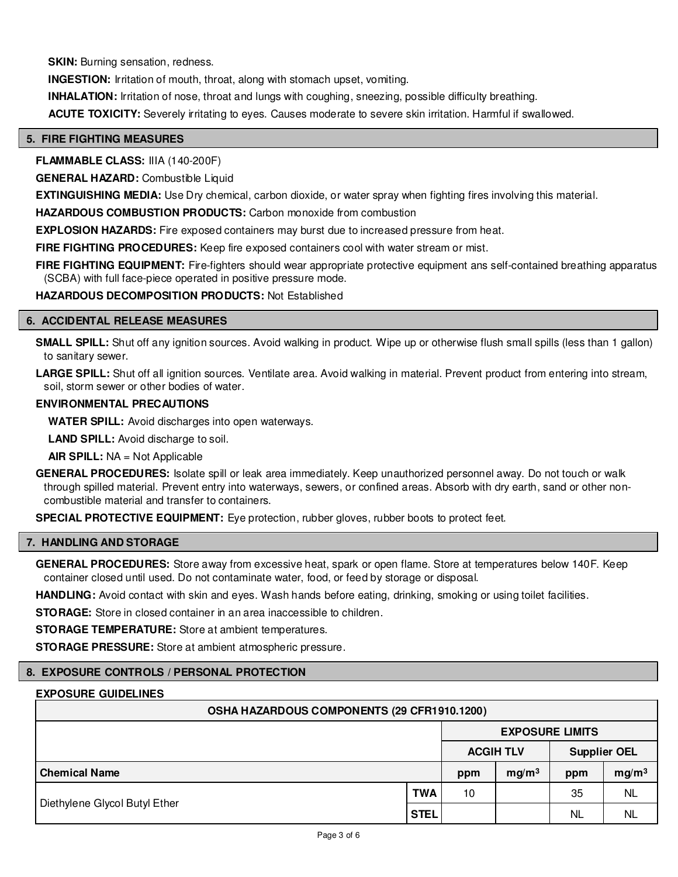**SKIN:** Burning sensation, redness.

**INGESTION:** Irritation of mouth, throat, along with stomach upset, vomiting.

**INHALATION:** Irritation of nose, throat and lungs with coughing, sneezing, possible difficulty breathing.

**ACUTE TOXICITY:** Severely irritating to eyes. Causes moderate to severe skin irritation. Harmful if swallowed.

## 5. FIRE FIGHTING MEASURES

**FLAMMABLE CLASS:** IIIA (140-200F)

**GENERAL HAZARD:** Combustible Liquid

**EXTINGUISHING MEDIA:** Use Dry chemical, carbon dioxide, or water spray when fighting fires involving this material.

**HAZARDOUS COMBUSTION PRODUCTS:** Carbon monoxide from combustion

**EXPLOSION HAZARDS:** Fire exposed containers may burst due to increased pressure from heat.

**FIRE FIGHTING PROCEDURES:** Keep fire exposed containers cool with water stream or mist.

**FIRE FIGHTING EQUIPMENT:** Fire-fighters should wear appropriate protective equipment ans self-contained breathing apparatus (SCBA) with full face-piece operated in positive pressure mode.

**HAZARDOUS DECOMPOSITION PRODUCTS:** Not Established

## 6. ACCIDENTAL RELEASE MEASURES

**SMALL SPILL:** Shut off any ignition sources. Avoid walking in product. Wipe up or otherwise flush small spills (less than 1 gallon) to sanitary sewer.

**LARGE SPILL:** Shut off all ignition sources. Ventilate area. Avoid walking in material. Prevent product from entering into stream, soil, storm sewer or other bodies of water.

**ENVIRONMENTAL PRECAUTIONS**

**WATER SPILL:** Avoid discharges into open waterways.

**LAND SPILL:** Avoid discharge to soil.

**AIR SPILL:** NA = Not Applicable

**GENERAL PROCEDURES:** Isolate spill or leak area immediately. Keep unauthorized personnel away. Do not touch or walk through spilled material. Prevent entry into waterways, sewers, or confined areas. Absorb with dry earth, sand or other non-combustible material and transfer to containers.

**SPECIAL PROTECTIVE EQUIPMENT:** Eye protection, rubber gloves, rubber boots to protect feet.

## 7. HANDLING AND STORAGE

**GENERAL PROCEDURES:** Store away from excessive heat, spark or open flame. Store at temperatures below 140F. Keep container closed until used. Do not contaminate water, food, or feed by storage or disposal.

**HANDLING:** Avoid contact with skin and eyes. Wash hands before eating, drinking, smoking or using toilet facilities.

**STORAGE:** Store in closed container in an area inaccessible to children.

**STORAGE TEMPERATURE:** Store at ambient temperatures.

**STORAGE PRESSURE:** Store at ambient atmospheric pressure.

## 8. EXPOSURE CONTROLS / PERSONAL PROTECTION

**EXPOSURE GUIDELINES**

| OSHA HAZARDOUS COMPONENTS (29 CFR1910.1200) | | | | | |
|---|---|---|---|---|---|
| | | EXPOSURE LIMITS | | | |
| | | ACGIH TLV | | Supplier OEL | |
| Chemical Name | | ppm | $mg/m^3$ | ppm | $mg/m^3$ |
| Diethylene Glycol Butyl Ether | TWA | 10 | | 35 | NL |
| | STEL | | | NL | NL |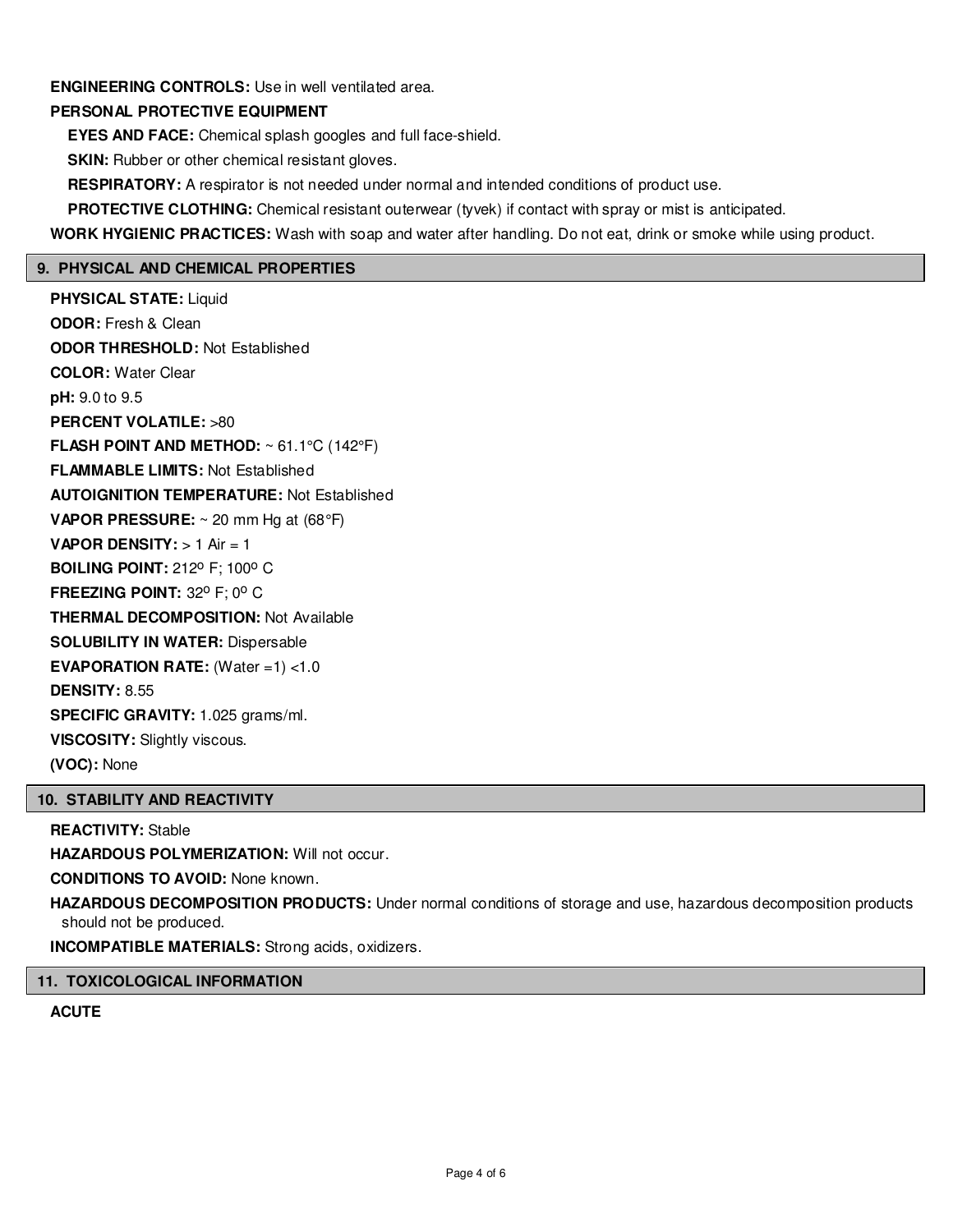**ENGINEERING CONTROLS:** Use in well ventilated area.

**PERSONAL PROTECTIVE EQUIPMENT**

**EYES AND FACE:** Chemical splash googles and full face-shield.

**SKIN:** Rubber or other chemical resistant gloves.

**RESPIRATORY:** A respirator is not needed under normal and intended conditions of product use.

**PROTECTIVE CLOTHING:** Chemical resistant outerwear (tyvek) if contact with spray or mist is anticipated.

**WORK HYGIENIC PRACTICES:** Wash with soap and water after handling. Do not eat, drink or smoke while using product.

## 9. PHYSICAL AND CHEMICAL PROPERTIES

**PHYSICAL STATE:** Liquid

**ODOR:** Fresh & Clean

**ODOR THRESHOLD:** Not Established

**COLOR:** Water Clear

**pH:** 9.0 to 9.5

**PERCENT VOLATILE:** >80

**FLASH POINT AND METHOD:** ~ 61.1°C (142°F)

**FLAMMABLE LIMITS:** Not Established

**AUTOIGNITION TEMPERATURE:** Not Established

**VAPOR PRESSURE:** ~ 20 mm Hg at (68°F)

**VAPOR DENSITY:** > 1 Air = 1

**BOILING POINT:** 212º F; 100º C

**FREEZING POINT:** 32º F; 0º C

**THERMAL DECOMPOSITION:** Not Available

**SOLUBILITY IN WATER:** Dispersable

**EVAPORATION RATE:** (Water =1) <1.0

**DENSITY:** 8.55

**SPECIFIC GRAVITY:** 1.025 grams/ml.

**VISCOSITY:** Slightly viscous.

**(VOC):** None

## 10. STABILITY AND REACTIVITY

**REACTIVITY:** Stable

**HAZARDOUS POLYMERIZATION:** Will not occur.

**CONDITIONS TO AVOID:** None known.

**HAZARDOUS DECOMPOSITION PRODUCTS:** Under normal conditions of storage and use, hazardous decomposition products should not be produced.

**INCOMPATIBLE MATERIALS:** Strong acids, oxidizers.

## 11. TOXICOLOGICAL INFORMATION

**ACUTE**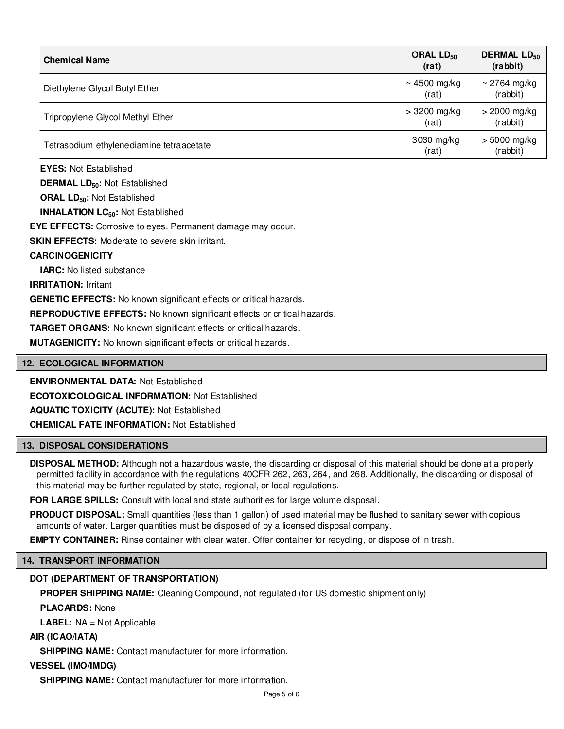| Chemical Name | ORAL $LD_{50}$ (rat) | DERMAL $LD_{50}$ (rabbit) |
|---|---|---|
| Diethylene Glycol Butyl Ether | ~ 4500 mg/kg (rat) | ~ 2764 mg/kg (rabbit) |
| Tripropylene Glycol Methyl Ether | > 3200 mg/kg (rat) | > 2000 mg/kg (rabbit) |
| Tetrasodium ethylenediamine tetraacetate | 3030 mg/kg (rat) | > 5000 mg/kg (rabbit) |

**EYES:** Not Established

**DERMAL $LD_{50}$:** Not Established

**ORAL $LD_{50}$:** Not Established

**INHALATION $LC_{50}$:** Not Established

**EYE EFFECTS:** Corrosive to eyes. Permanent damage may occur.

**SKIN EFFECTS:** Moderate to severe skin irritant.

**CARCINOGENICITY**

**IARC:** No listed substance

**IRRITATION:** Irritant

**GENETIC EFFECTS:** No known significant effects or critical hazards.

**REPRODUCTIVE EFFECTS:** No known significant effects or critical hazards.

**TARGET ORGANS:** No known significant effects or critical hazards.

**MUTAGENICITY:** No known significant effects or critical hazards.

## 12. ECOLOGICAL INFORMATION

**ENVIRONMENTAL DATA:** Not Established

**ECOTOXICOLOGICAL INFORMATION:** Not Established

**AQUATIC TOXICITY (ACUTE):** Not Established

**CHEMICAL FATE INFORMATION:** Not Established

## 13. DISPOSAL CONSIDERATIONS

**DISPOSAL METHOD:** Although not a hazardous waste, the discarding or disposal of this material should be done at a properly permitted facility in accordance with the regulations 40CFR 262, 263, 264, and 268. Additionally, the discarding or disposal of this material may be further regulated by state, regional, or local regulations.

**FOR LARGE SPILLS:** Consult with local and state authorities for large volume disposal.

**PRODUCT DISPOSAL:** Small quantities (less than 1 gallon) of used material may be flushed to sanitary sewer with copious amounts of water. Larger quantities must be disposed of by a licensed disposal company.

**EMPTY CONTAINER:** Rinse container with clear water. Offer container for recycling, or dispose of in trash.

## 14. TRANSPORT INFORMATION

**DOT (DEPARTMENT OF TRANSPORTATION)**

**PROPER SHIPPING NAME:** Cleaning Compound, not regulated (for US domestic shipment only)

**PLACARDS:** None

**LABEL:** NA = Not Applicable

**AIR (ICAO/IATA)**

**SHIPPING NAME:** Contact manufacturer for more information.

**VESSEL (IMO/IMDG)**

**SHIPPING NAME:** Contact manufacturer for more information.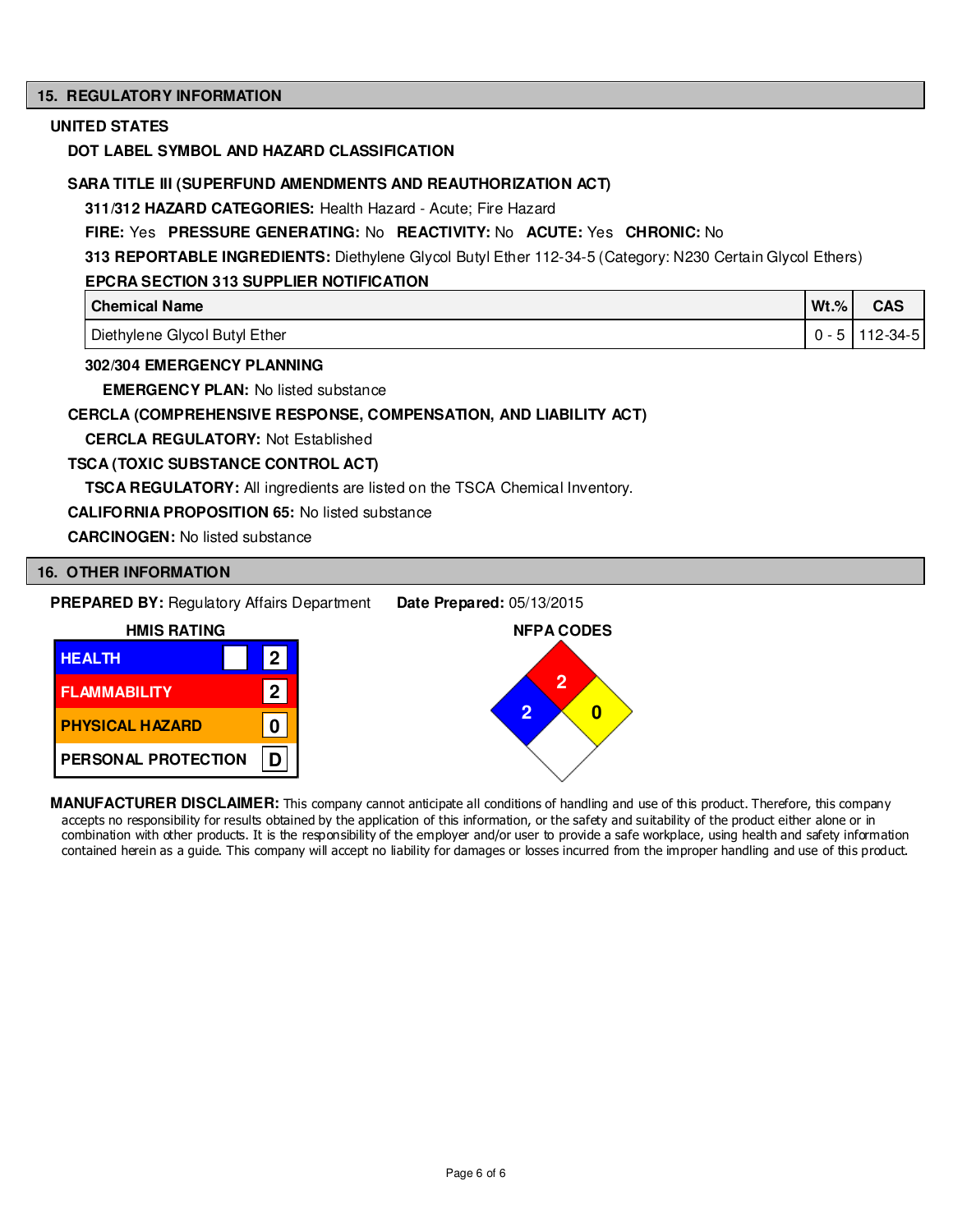## 15. REGULATORY INFORMATION

**UNITED STATES**

**DOT LABEL SYMBOL AND HAZARD CLASSIFICATION**

**SARA TITLE III (SUPERFUND AMENDMENTS AND REAUTHORIZATION ACT)**

**311/312 HAZARD CATEGORIES:** Health Hazard - Acute; Fire Hazard

**FIRE:** Yes **PRESSURE GENERATING:** No **REACTIVITY:** No **ACUTE:** Yes **CHRONIC:** No

**313 REPORTABLE INGREDIENTS:** Diethylene Glycol Butyl Ether 112-34-5 (Category: N230 Certain Glycol Ethers)

**EPCRA SECTION 313 SUPPLIER NOTIFICATION**

| Chemical Name | Wt.% | CAS |
|---|---|---|
| Diethylene Glycol Butyl Ether | 0 - 5 | 112-34-5 |

**302/304 EMERGENCY PLANNING**

**EMERGENCY PLAN:** No listed substance

**CERCLA (COMPREHENSIVE RESPONSE, COMPENSATION, AND LIABILITY ACT)**

**CERCLA REGULATORY:** Not Established

**TSCA (TOXIC SUBSTANCE CONTROL ACT)**

**TSCA REGULATORY:** All ingredients are listed on the TSCA Chemical Inventory.

**CALIFORNIA PROPOSITION 65:** No listed substance

**CARCINOGEN:** No listed substance

## 16. OTHER INFORMATION

**PREPARED BY:** Regulatory Affairs Department **Date Prepared:** 05/13/2015

**HMIS RATING**

| | |
|---|---|
| HEALTH | 2 |
| FLAMMABILITY | 2 |
| PHYSICAL HAZARD | 0 |
| PERSONAL PROTECTION | D |

**NFPA CODES**

2
2
0

**MANUFACTURER DISCLAIMER:** This company cannot anticipate all conditions of handling and use of this product. Therefore, this company accepts no responsibility for results obtained by the application of this information, or the safety and suitability of the product either alone or in combination with other products. It is the responsibility of the employer and/or user to provide a safe workplace, using health and safety information contained herein as a guide. This company will accept no liability for damages or losses incurred from the improper handling and use of this product.